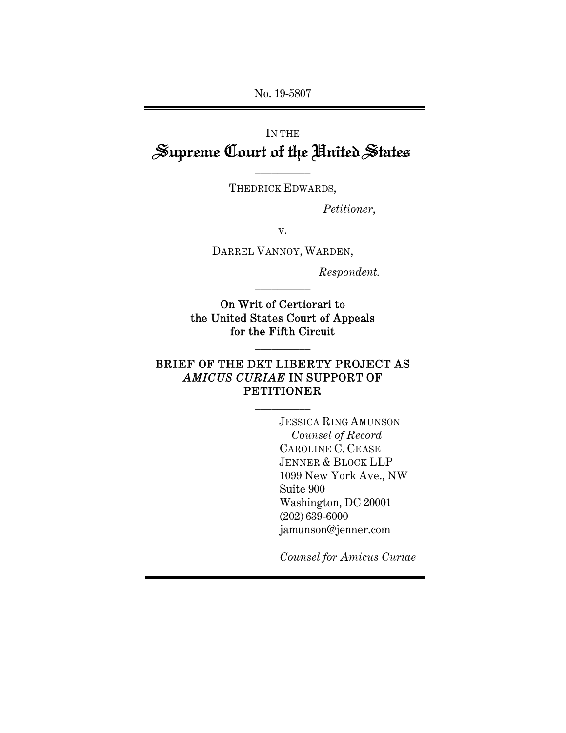No. 19-5807

IN THE

# Supreme Court of the United States

---

THEDRICK EDWARDS,

*Petitioner*,

v.

DARREL VANNOY, WARDEN,

*Respondent.*

---

**On Writ of Certiorari to the United States Court of Appeals for the Fifth Circuit**

---

**BRIEF OF THE DKT LIBERTY PROJECT AS *AMICUS CURIAE* IN SUPPORT OF PETITIONER**

---

JESSICA RING AMUNSON
*Counsel of Record*
CAROLINE C. CEASE
JENNER & BLOCK LLP
1099 New York Ave., NW
Suite 900
Washington, DC 20001
(202) 639-6000
jamunson@jenner.com

*Counsel for Amicus Curiae*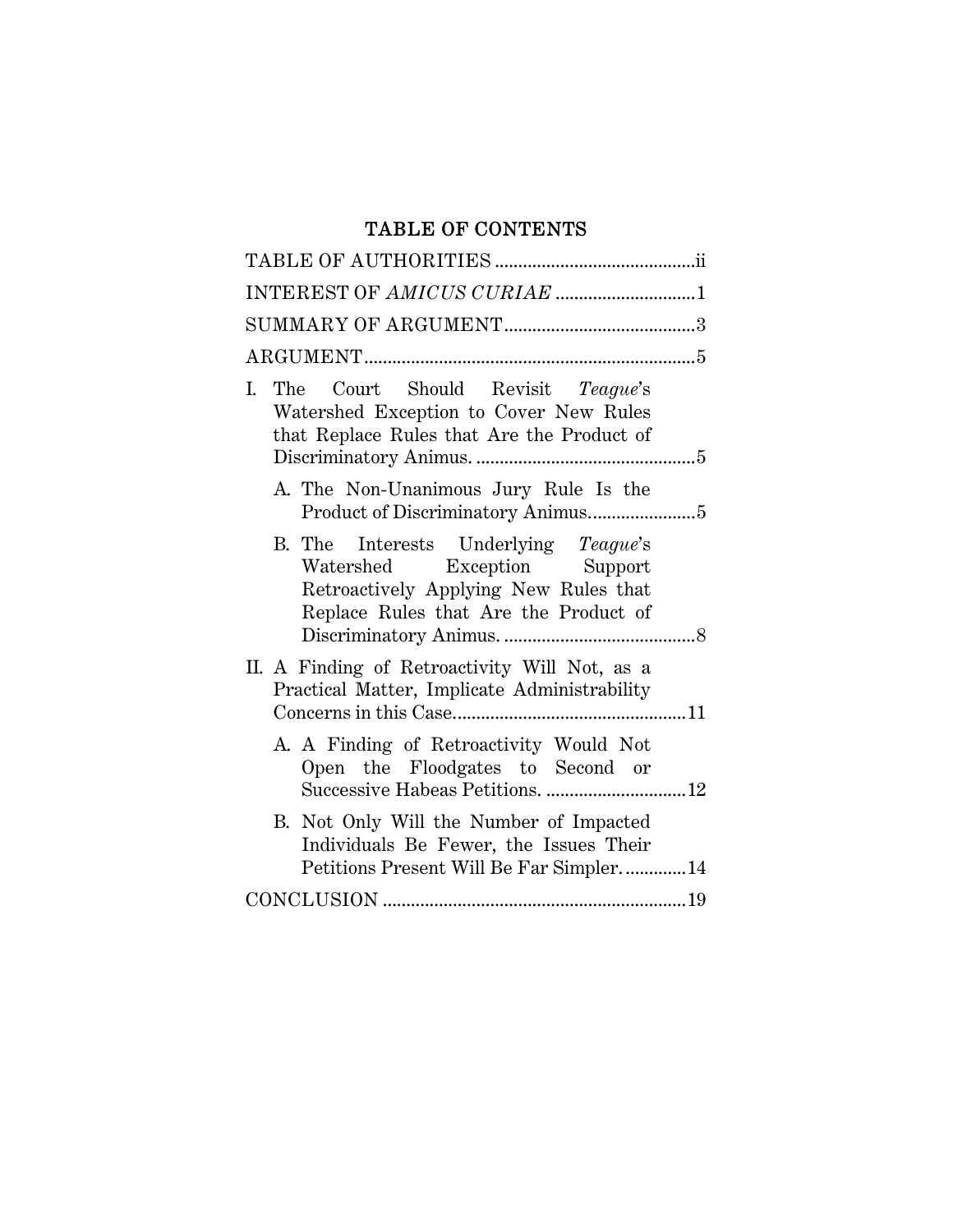# TABLE OF CONTENTS

TABLE OF AUTHORITIES ........................................ ii

INTEREST OF *AMICUS CURIAE* ........................... 1

SUMMARY OF ARGUMENT....................................... 3

ARGUMENT.................................................................... 5

I. The Court Should Revisit *Teague*'s Watershed Exception to Cover New Rules that Replace Rules that Are the Product of Discriminatory Animus. ............................................. 5

   A. The Non-Unanimous Jury Rule Is the Product of Discriminatory Animus..................... 5

   B. The Interests Underlying *Teague*'s Watershed Exception Support Retroactively Applying New Rules that Replace Rules that Are the Product of Discriminatory Animus. ........................................ 8

II. A Finding of Retroactivity Will Not, as a Practical Matter, Implicate Administrability Concerns in this Case................................................ 11

   A. A Finding of Retroactivity Would Not Open the Floodgates to Second or Successive Habeas Petitions. ............................ 12

   B. Not Only Will the Number of Impacted Individuals Be Fewer, the Issues Their Petitions Present Will Be Far Simpler. ............ 14

CONCLUSION ............................................................... 19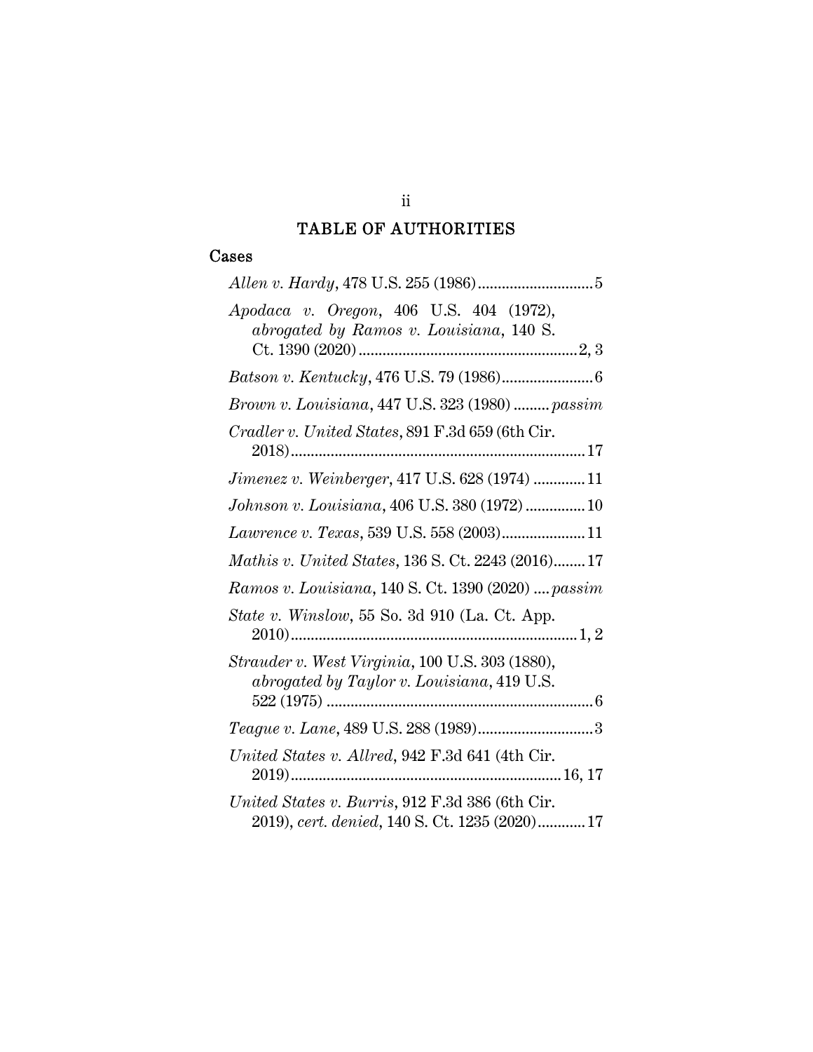# TABLE OF AUTHORITIES

## Cases

*Allen v. Hardy*, 478 U.S. 255 (1986) ............................ 5

*Apodaca v. Oregon*, 406 U.S. 404 (1972), *abrogated by Ramos v. Louisiana*, 140 S. Ct. 1390 (2020) ....................................................... 2, 3

*Batson v. Kentucky*, 476 U.S. 79 (1986) ....................... 6

*Brown v. Louisiana*, 447 U.S. 323 (1980) ......... *passim*

*Cradler v. United States*, 891 F.3d 659 (6th Cir. 2018) ......................................................................... 17

*Jimenez v. Weinberger*, 417 U.S. 628 (1974) ............. 11

*Johnson v. Louisiana*, 406 U.S. 380 (1972) ............... 10

*Lawrence v. Texas*, 539 U.S. 558 (2003) ..................... 11

*Mathis v. United States*, 136 S. Ct. 2243 (2016) ........ 17

*Ramos v. Louisiana*, 140 S. Ct. 1390 (2020) .... *passim*

*State v. Winslow*, 55 So. 3d 910 (La. Ct. App. 2010) ........................................................................ 1, 2

*Strauder v. West Virginia*, 100 U.S. 303 (1880), *abrogated by Taylor v. Louisiana*, 419 U.S. 522 (1975) ................................................................... 6

*Teague v. Lane*, 489 U.S. 288 (1989) ............................. 3

*United States v. Allred*, 942 F.3d 641 (4th Cir. 2019) ................................................................... 16, 17

*United States v. Burris*, 912 F.3d 386 (6th Cir. 2019), *cert. denied*, 140 S. Ct. 1235 (2020) ............ 17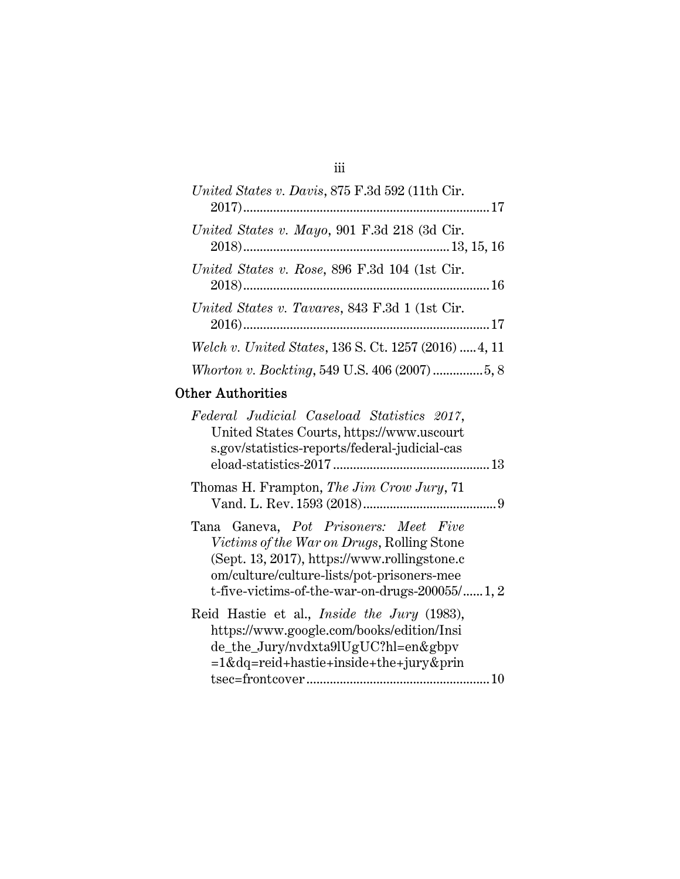*United States v. Davis*, 875 F.3d 592 (11th Cir. 2017)........................................................................17

*United States v. Mayo*, 901 F.3d 218 (3d Cir. 2018)...........................................................13, 15, 16

*United States v. Rose*, 896 F.3d 104 (1st Cir. 2018)........................................................................16

*United States v. Tavares*, 843 F.3d 1 (1st Cir. 2016)........................................................................17

*Welch v. United States*, 136 S. Ct. 1257 (2016) .....4, 11

*Whorton v. Bockting*, 549 U.S. 406 (2007) ...............5, 8

## Other Authorities

*Federal Judicial Caseload Statistics 2017*, United States Courts, https://www.uscourts.gov/statistics-reports/federal-judicial-caseload-statistics-2017 ...............................................13

Thomas H. Frampton, *The Jim Crow Jury*, 71 Vand. L. Rev. 1593 (2018)........................................9

Tana Ganeva, *Pot Prisoners: Meet Five Victims of the War on Drugs*, Rolling Stone (Sept. 13, 2017), https://www.rollingstone.com/culture/culture-lists/pot-prisoners-meet-five-victims-of-the-war-on-drugs-200055/......1, 2

Reid Hastie et al., *Inside the Jury* (1983), https://www.google.com/books/edition/Inside_the_Jury/nvdxta9lUgUC?hl=en&gbpv=1&dq=reid+hastie+inside+the+jury&printsec=frontcover .......................................................10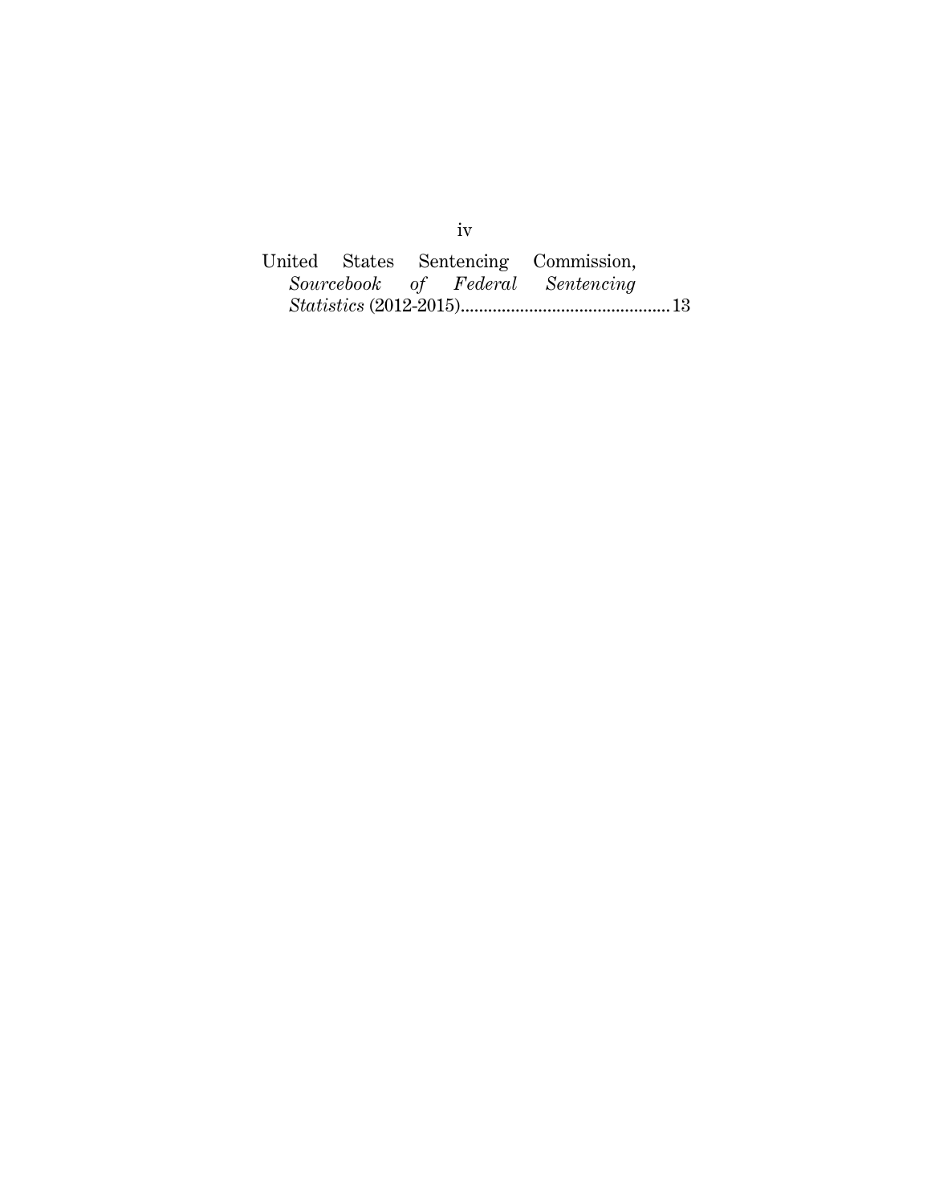United States Sentencing Commission, *Sourcebook of Federal Sentencing Statistics* (2012-2015)............................................13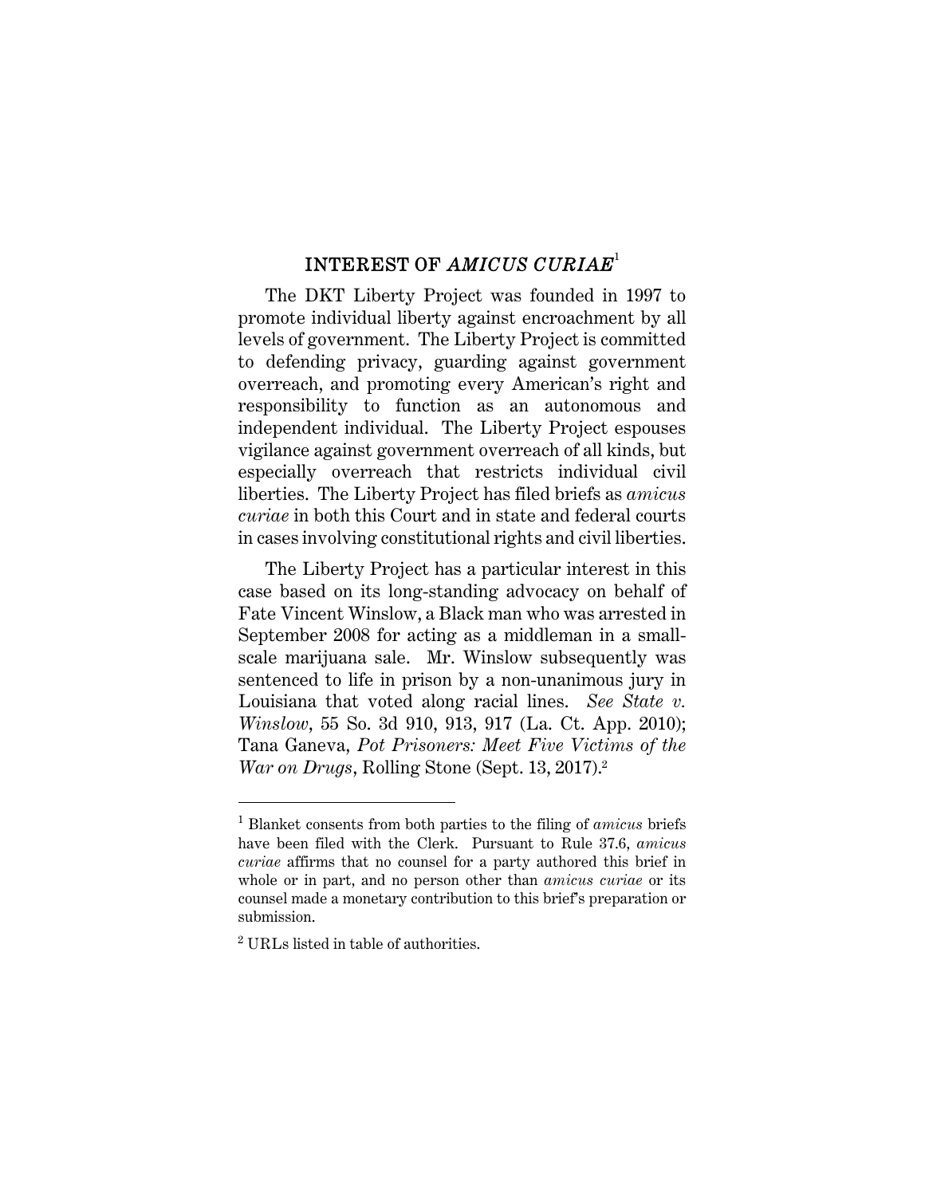## INTEREST OF *AMICUS CURIAE*[1]

The DKT Liberty Project was founded in 1997 to promote individual liberty against encroachment by all levels of government. The Liberty Project is committed to defending privacy, guarding against government overreach, and promoting every American's right and responsibility to function as an autonomous and independent individual. The Liberty Project espouses vigilance against government overreach of all kinds, but especially overreach that restricts individual civil liberties. The Liberty Project has filed briefs as *amicus curiae* in both this Court and in state and federal courts in cases involving constitutional rights and civil liberties.

The Liberty Project has a particular interest in this case based on its long-standing advocacy on behalf of Fate Vincent Winslow, a Black man who was arrested in September 2008 for acting as a middleman in a small-scale marijuana sale. Mr. Winslow subsequently was sentenced to life in prison by a non-unanimous jury in Louisiana that voted along racial lines. *See State v. Winslow*, 55 So. 3d 910, 913, 917 (La. Ct. App. 2010); Tana Ganeva, *Pot Prisoners: Meet Five Victims of the War on Drugs*, Rolling Stone (Sept. 13, 2017).[2]

---

[1] Blanket consents from both parties to the filing of *amicus* briefs have been filed with the Clerk. Pursuant to Rule 37.6, *amicus curiae* affirms that no counsel for a party authored this brief in whole or in part, and no person other than *amicus curiae* or its counsel made a monetary contribution to this brief's preparation or submission.

[2] URLs listed in table of authorities.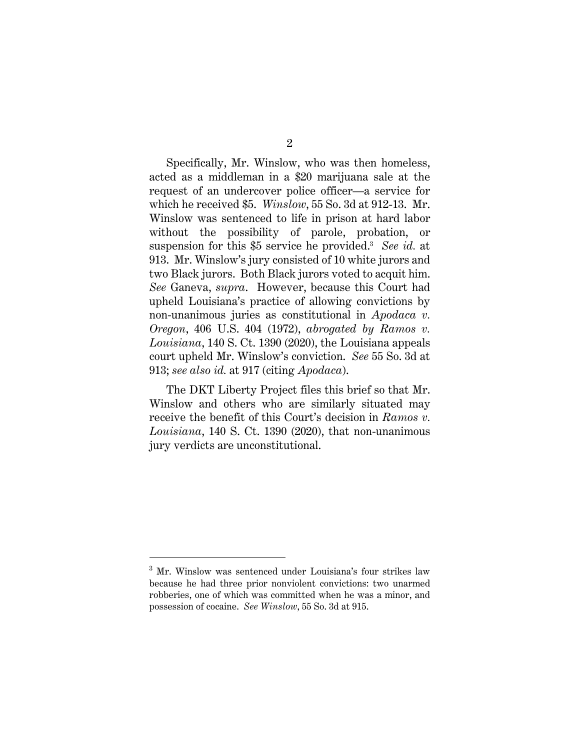Specifically, Mr. Winslow, who was then homeless, acted as a middleman in a \$20 marijuana sale at the request of an undercover police officer—a service for which he received \$5. *Winslow*, 55 So. 3d at 912-13. Mr. Winslow was sentenced to life in prison at hard labor without the possibility of parole, probation, or suspension for this \$5 service he provided.[3] *See id.* at 913. Mr. Winslow's jury consisted of 10 white jurors and two Black jurors. Both Black jurors voted to acquit him. *See* Ganeva, *supra*. However, because this Court had upheld Louisiana's practice of allowing convictions by non-unanimous juries as constitutional in *Apodaca v. Oregon*, 406 U.S. 404 (1972), *abrogated by Ramos v. Louisiana*, 140 S. Ct. 1390 (2020), the Louisiana appeals court upheld Mr. Winslow's conviction. *See* 55 So. 3d at 913; *see also id.* at 917 (citing *Apodaca*).

The DKT Liberty Project files this brief so that Mr. Winslow and others who are similarly situated may receive the benefit of this Court's decision in *Ramos v. Louisiana*, 140 S. Ct. 1390 (2020), that non-unanimous jury verdicts are unconstitutional.

---

[3] Mr. Winslow was sentenced under Louisiana's four strikes law because he had three prior nonviolent convictions: two unarmed robberies, one of which was committed when he was a minor, and possession of cocaine. *See Winslow*, 55 So. 3d at 915.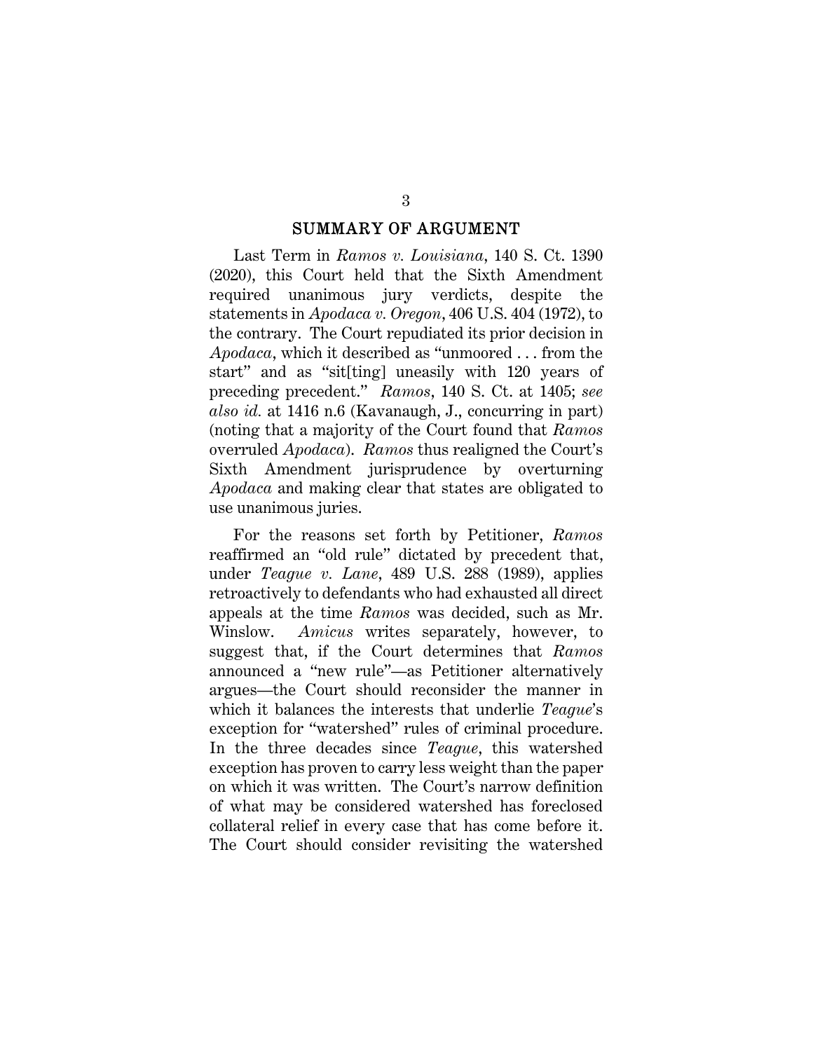## SUMMARY OF ARGUMENT

Last Term in *Ramos v. Louisiana*, 140 S. Ct. 1390 (2020), this Court held that the Sixth Amendment required unanimous jury verdicts, despite the statements in *Apodaca v. Oregon*, 406 U.S. 404 (1972), to the contrary. The Court repudiated its prior decision in *Apodaca*, which it described as "unmoored . . . from the start" and as "sit[ting] uneasily with 120 years of preceding precedent." *Ramos*, 140 S. Ct. at 1405; *see also id.* at 1416 n.6 (Kavanaugh, J., concurring in part) (noting that a majority of the Court found that *Ramos* overruled *Apodaca*). *Ramos* thus realigned the Court's Sixth Amendment jurisprudence by overturning *Apodaca* and making clear that states are obligated to use unanimous juries.

For the reasons set forth by Petitioner, *Ramos* reaffirmed an "old rule" dictated by precedent that, under *Teague v. Lane*, 489 U.S. 288 (1989), applies retroactively to defendants who had exhausted all direct appeals at the time *Ramos* was decided, such as Mr. Winslow. *Amicus* writes separately, however, to suggest that, if the Court determines that *Ramos* announced a "new rule"—as Petitioner alternatively argues—the Court should reconsider the manner in which it balances the interests that underlie *Teague*'s exception for "watershed" rules of criminal procedure. In the three decades since *Teague*, this watershed exception has proven to carry less weight than the paper on which it was written. The Court's narrow definition of what may be considered watershed has foreclosed collateral relief in every case that has come before it. The Court should consider revisiting the watershed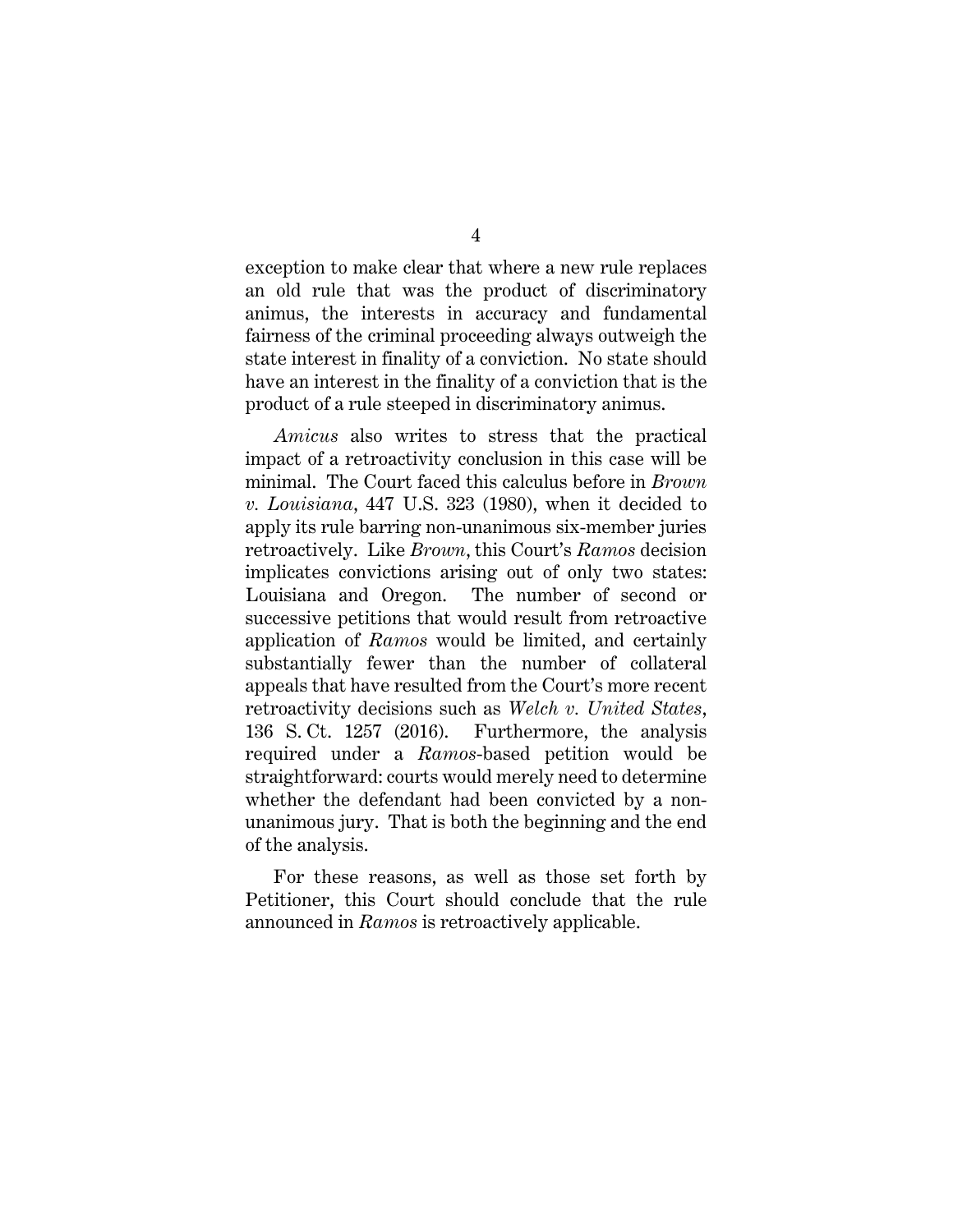exception to make clear that where a new rule replaces an old rule that was the product of discriminatory animus, the interests in accuracy and fundamental fairness of the criminal proceeding always outweigh the state interest in finality of a conviction. No state should have an interest in the finality of a conviction that is the product of a rule steeped in discriminatory animus.

*Amicus* also writes to stress that the practical impact of a retroactivity conclusion in this case will be minimal. The Court faced this calculus before in *Brown v. Louisiana*, 447 U.S. 323 (1980), when it decided to apply its rule barring non-unanimous six-member juries retroactively. Like *Brown*, this Court's *Ramos* decision implicates convictions arising out of only two states: Louisiana and Oregon. The number of second or successive petitions that would result from retroactive application of *Ramos* would be limited, and certainly substantially fewer than the number of collateral appeals that have resulted from the Court's more recent retroactivity decisions such as *Welch v. United States*, 136 S. Ct. 1257 (2016). Furthermore, the analysis required under a *Ramos*-based petition would be straightforward: courts would merely need to determine whether the defendant had been convicted by a non-unanimous jury. That is both the beginning and the end of the analysis.

For these reasons, as well as those set forth by Petitioner, this Court should conclude that the rule announced in *Ramos* is retroactively applicable.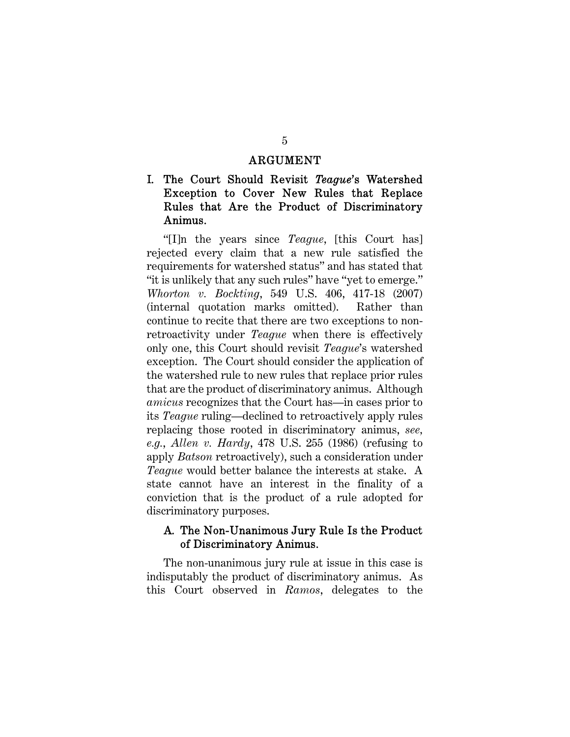# ARGUMENT

## I. The Court Should Revisit *Teague*'s Watershed Exception to Cover New Rules that Replace Rules that Are the Product of Discriminatory Animus.

"[I]n the years since *Teague*, [this Court has] rejected every claim that a new rule satisfied the requirements for watershed status" and has stated that "it is unlikely that any such rules" have "yet to emerge." *Whorton v. Bockting*, 549 U.S. 406, 417-18 (2007) (internal quotation marks omitted). Rather than continue to recite that there are two exceptions to non-retroactivity under *Teague* when there is effectively only one, this Court should revisit *Teague*'s watershed exception. The Court should consider the application of the watershed rule to new rules that replace prior rules that are the product of discriminatory animus. Although *amicus* recognizes that the Court has—in cases prior to its *Teague* ruling—declined to retroactively apply rules replacing those rooted in discriminatory animus, *see, e.g.*, *Allen v. Hardy*, 478 U.S. 255 (1986) (refusing to apply *Batson* retroactively), such a consideration under *Teague* would better balance the interests at stake. A state cannot have an interest in the finality of a conviction that is the product of a rule adopted for discriminatory purposes.

### A. The Non-Unanimous Jury Rule Is the Product of Discriminatory Animus.

The non-unanimous jury rule at issue in this case is indisputably the product of discriminatory animus. As this Court observed in *Ramos*, delegates to the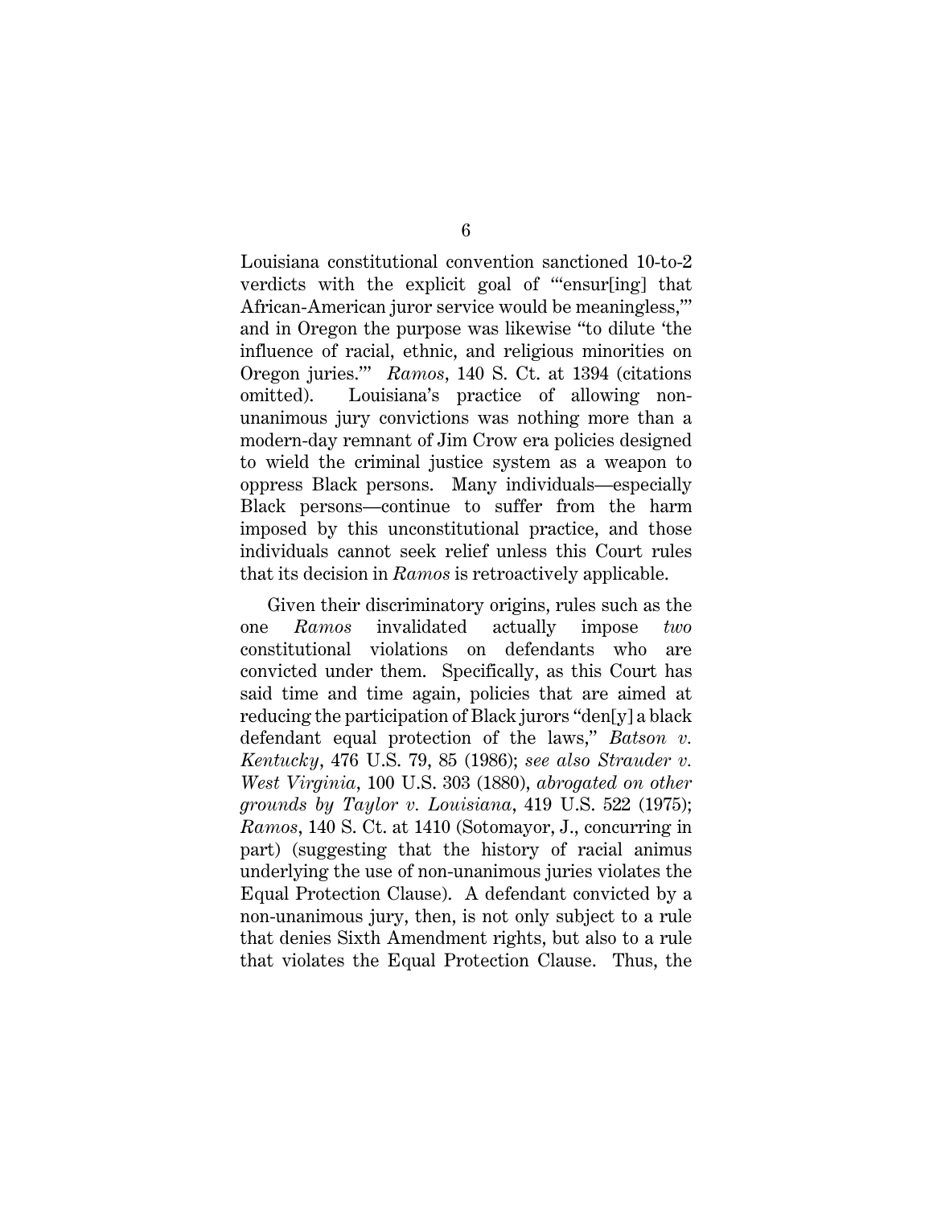Louisiana constitutional convention sanctioned 10-to-2 verdicts with the explicit goal of "'ensur[ing] that African-American juror service would be meaningless,'" and in Oregon the purpose was likewise "to dilute 'the influence of racial, ethnic, and religious minorities on Oregon juries.'" *Ramos*, 140 S. Ct. at 1394 (citations omitted). Louisiana's practice of allowing non-unanimous jury convictions was nothing more than a modern-day remnant of Jim Crow era policies designed to wield the criminal justice system as a weapon to oppress Black persons. Many individuals—especially Black persons—continue to suffer from the harm imposed by this unconstitutional practice, and those individuals cannot seek relief unless this Court rules that its decision in *Ramos* is retroactively applicable.

Given their discriminatory origins, rules such as the one *Ramos* invalidated actually impose *two* constitutional violations on defendants who are convicted under them. Specifically, as this Court has said time and time again, policies that are aimed at reducing the participation of Black jurors "den[y] a black defendant equal protection of the laws," *Batson v. Kentucky*, 476 U.S. 79, 85 (1986); *see also Strauder v. West Virginia*, 100 U.S. 303 (1880), *abrogated on other grounds by Taylor v. Louisiana*, 419 U.S. 522 (1975); *Ramos*, 140 S. Ct. at 1410 (Sotomayor, J., concurring in part) (suggesting that the history of racial animus underlying the use of non-unanimous juries violates the Equal Protection Clause). A defendant convicted by a non-unanimous jury, then, is not only subject to a rule that denies Sixth Amendment rights, but also to a rule that violates the Equal Protection Clause. Thus, the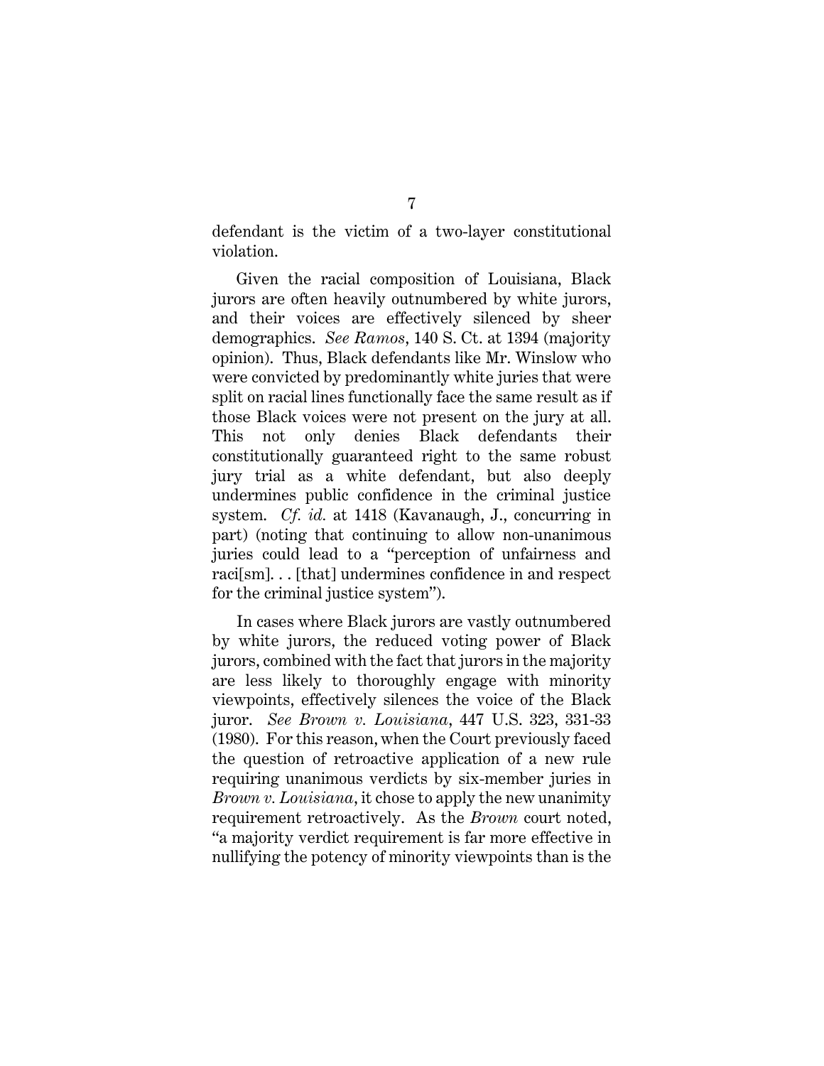defendant is the victim of a two-layer constitutional violation.

Given the racial composition of Louisiana, Black jurors are often heavily outnumbered by white jurors, and their voices are effectively silenced by sheer demographics. *See Ramos*, 140 S. Ct. at 1394 (majority opinion). Thus, Black defendants like Mr. Winslow who were convicted by predominantly white juries that were split on racial lines functionally face the same result as if those Black voices were not present on the jury at all. This not only denies Black defendants their constitutionally guaranteed right to the same robust jury trial as a white defendant, but also deeply undermines public confidence in the criminal justice system. *Cf. id.* at 1418 (Kavanaugh, J., concurring in part) (noting that continuing to allow non-unanimous juries could lead to a "perception of unfairness and raci[sm]. . . [that] undermines confidence in and respect for the criminal justice system").

In cases where Black jurors are vastly outnumbered by white jurors, the reduced voting power of Black jurors, combined with the fact that jurors in the majority are less likely to thoroughly engage with minority viewpoints, effectively silences the voice of the Black juror. *See Brown v. Louisiana*, 447 U.S. 323, 331-33 (1980). For this reason, when the Court previously faced the question of retroactive application of a new rule requiring unanimous verdicts by six-member juries in *Brown v. Louisiana*, it chose to apply the new unanimity requirement retroactively. As the *Brown* court noted, "a majority verdict requirement is far more effective in nullifying the potency of minority viewpoints than is the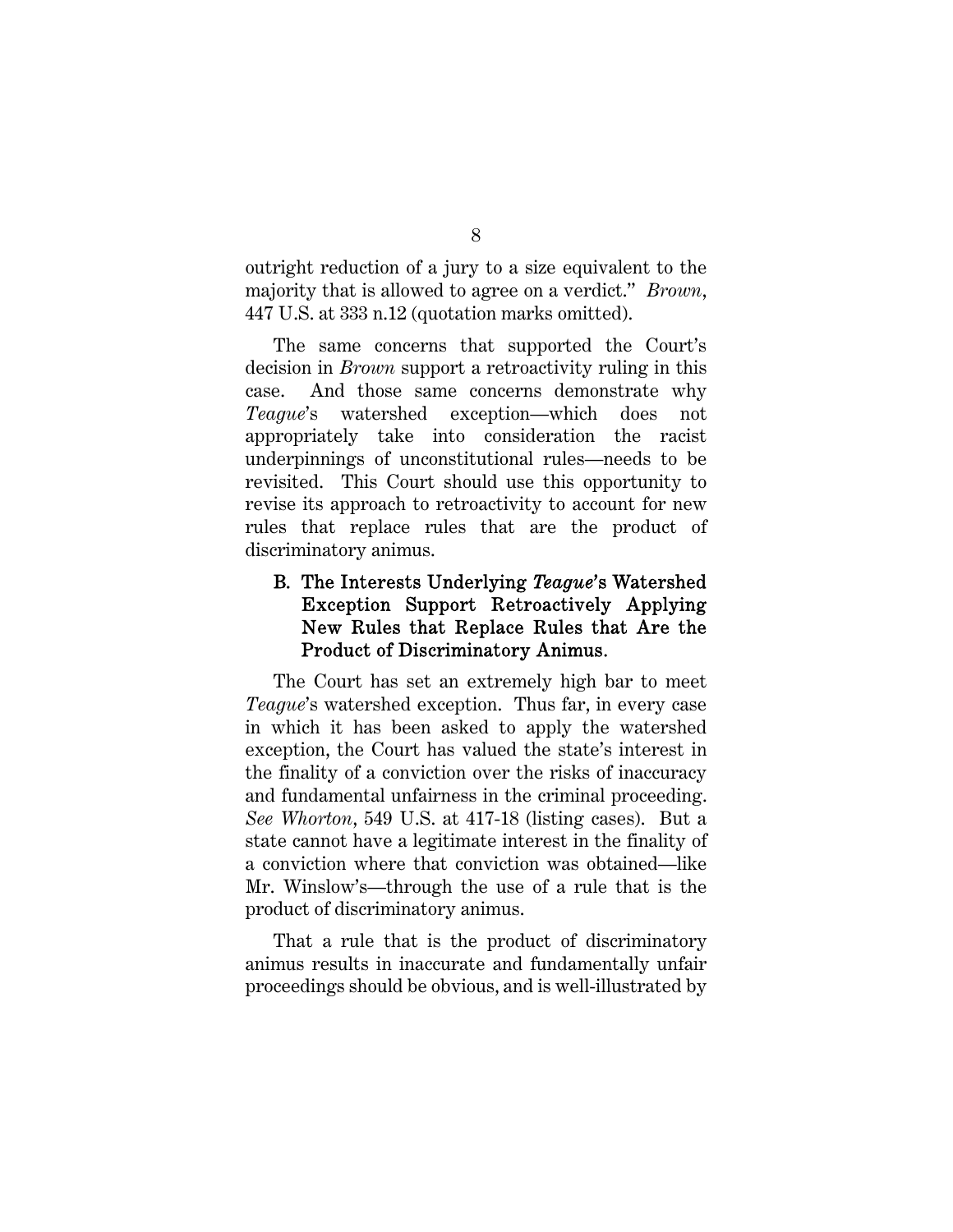outright reduction of a jury to a size equivalent to the majority that is allowed to agree on a verdict." *Brown*, 447 U.S. at 333 n.12 (quotation marks omitted).

The same concerns that supported the Court's decision in *Brown* support a retroactivity ruling in this case. And those same concerns demonstrate why *Teague*'s watershed exception—which does not appropriately take into consideration the racist underpinnings of unconstitutional rules—needs to be revisited. This Court should use this opportunity to revise its approach to retroactivity to account for new rules that replace rules that are the product of discriminatory animus.

### B. The Interests Underlying *Teague*'s Watershed Exception Support Retroactively Applying New Rules that Replace Rules that Are the Product of Discriminatory Animus.

The Court has set an extremely high bar to meet *Teague*'s watershed exception. Thus far, in every case in which it has been asked to apply the watershed exception, the Court has valued the state's interest in the finality of a conviction over the risks of inaccuracy and fundamental unfairness in the criminal proceeding. *See Whorton*, 549 U.S. at 417-18 (listing cases). But a state cannot have a legitimate interest in the finality of a conviction where that conviction was obtained—like Mr. Winslow's—through the use of a rule that is the product of discriminatory animus.

That a rule that is the product of discriminatory animus results in inaccurate and fundamentally unfair proceedings should be obvious, and is well-illustrated by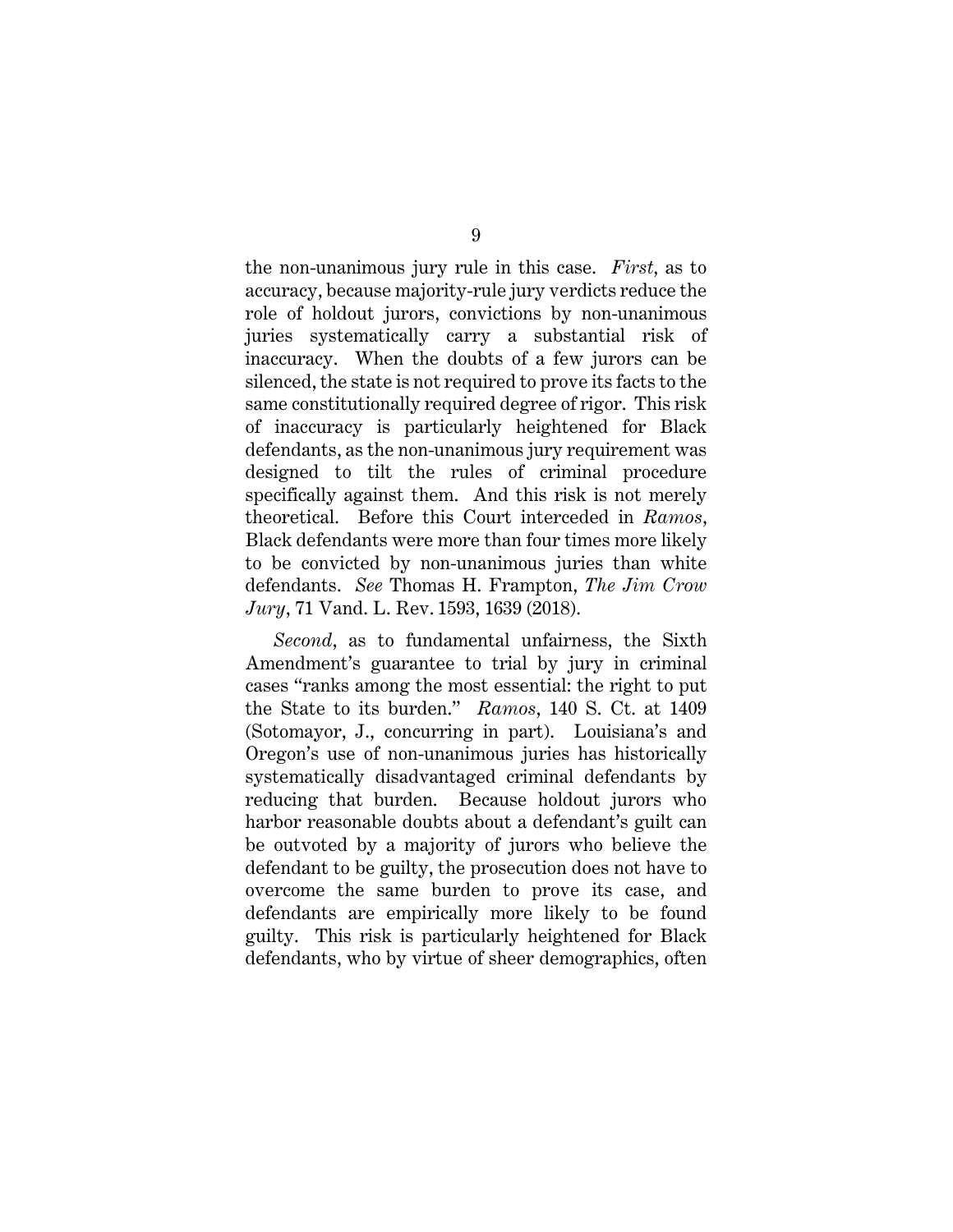the non-unanimous jury rule in this case. *First*, as to accuracy, because majority-rule jury verdicts reduce the role of holdout jurors, convictions by non-unanimous juries systematically carry a substantial risk of inaccuracy. When the doubts of a few jurors can be silenced, the state is not required to prove its facts to the same constitutionally required degree of rigor. This risk of inaccuracy is particularly heightened for Black defendants, as the non-unanimous jury requirement was designed to tilt the rules of criminal procedure specifically against them. And this risk is not merely theoretical. Before this Court interceded in *Ramos*, Black defendants were more than four times more likely to be convicted by non-unanimous juries than white defendants. *See* Thomas H. Frampton, *The Jim Crow Jury*, 71 Vand. L. Rev. 1593, 1639 (2018).

*Second*, as to fundamental unfairness, the Sixth Amendment's guarantee to trial by jury in criminal cases "ranks among the most essential: the right to put the State to its burden." *Ramos*, 140 S. Ct. at 1409 (Sotomayor, J., concurring in part). Louisiana's and Oregon's use of non-unanimous juries has historically systematically disadvantaged criminal defendants by reducing that burden. Because holdout jurors who harbor reasonable doubts about a defendant's guilt can be outvoted by a majority of jurors who believe the defendant to be guilty, the prosecution does not have to overcome the same burden to prove its case, and defendants are empirically more likely to be found guilty. This risk is particularly heightened for Black defendants, who by virtue of sheer demographics, often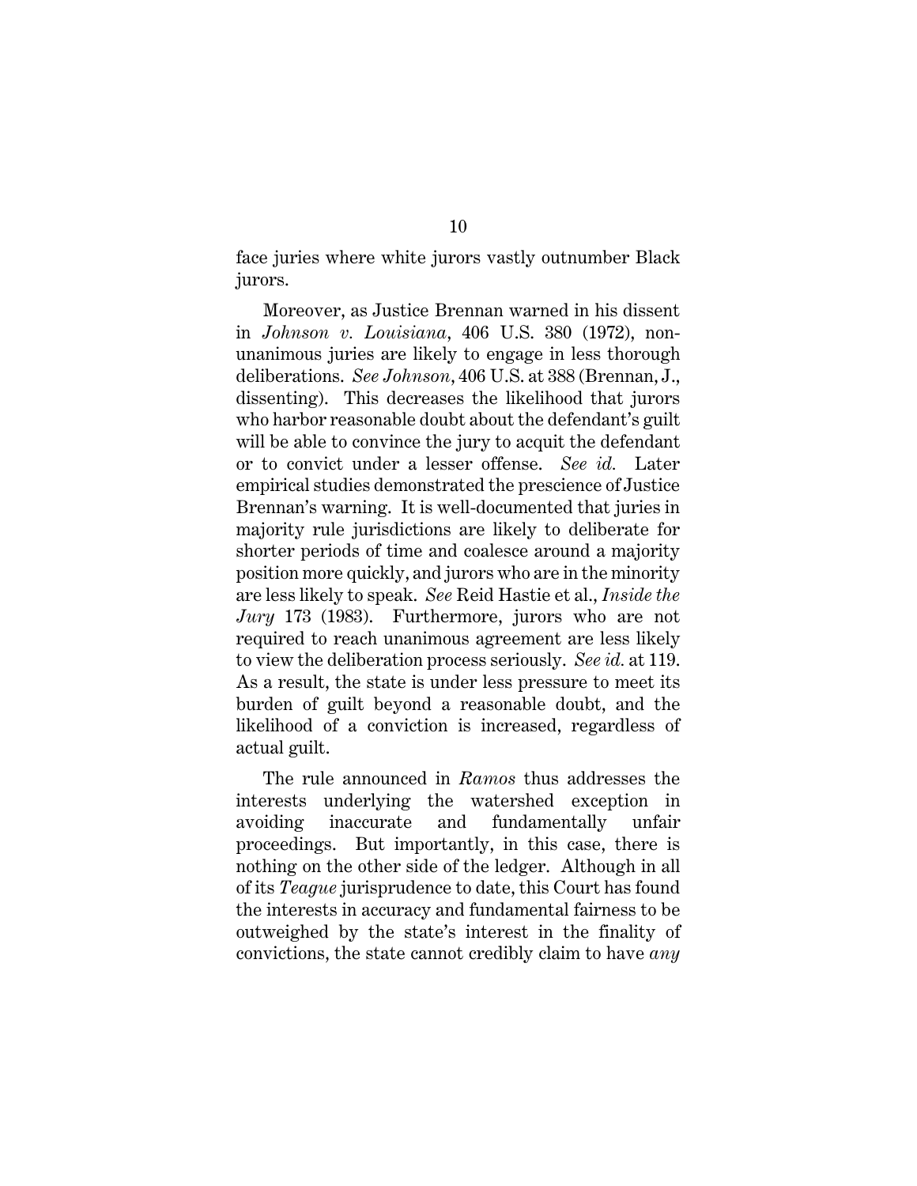face juries where white jurors vastly outnumber Black jurors.

Moreover, as Justice Brennan warned in his dissent in *Johnson v. Louisiana*, 406 U.S. 380 (1972), non-unanimous juries are likely to engage in less thorough deliberations. *See Johnson*, 406 U.S. at 388 (Brennan, J., dissenting). This decreases the likelihood that jurors who harbor reasonable doubt about the defendant's guilt will be able to convince the jury to acquit the defendant or to convict under a lesser offense. *See id.* Later empirical studies demonstrated the prescience of Justice Brennan's warning. It is well-documented that juries in majority rule jurisdictions are likely to deliberate for shorter periods of time and coalesce around a majority position more quickly, and jurors who are in the minority are less likely to speak. *See* Reid Hastie et al., *Inside the Jury* 173 (1983). Furthermore, jurors who are not required to reach unanimous agreement are less likely to view the deliberation process seriously. *See id.* at 119. As a result, the state is under less pressure to meet its burden of guilt beyond a reasonable doubt, and the likelihood of a conviction is increased, regardless of actual guilt.

The rule announced in *Ramos* thus addresses the interests underlying the watershed exception in avoiding inaccurate and fundamentally unfair proceedings. But importantly, in this case, there is nothing on the other side of the ledger. Although in all of its *Teague* jurisprudence to date, this Court has found the interests in accuracy and fundamental fairness to be outweighed by the state's interest in the finality of convictions, the state cannot credibly claim to have *any*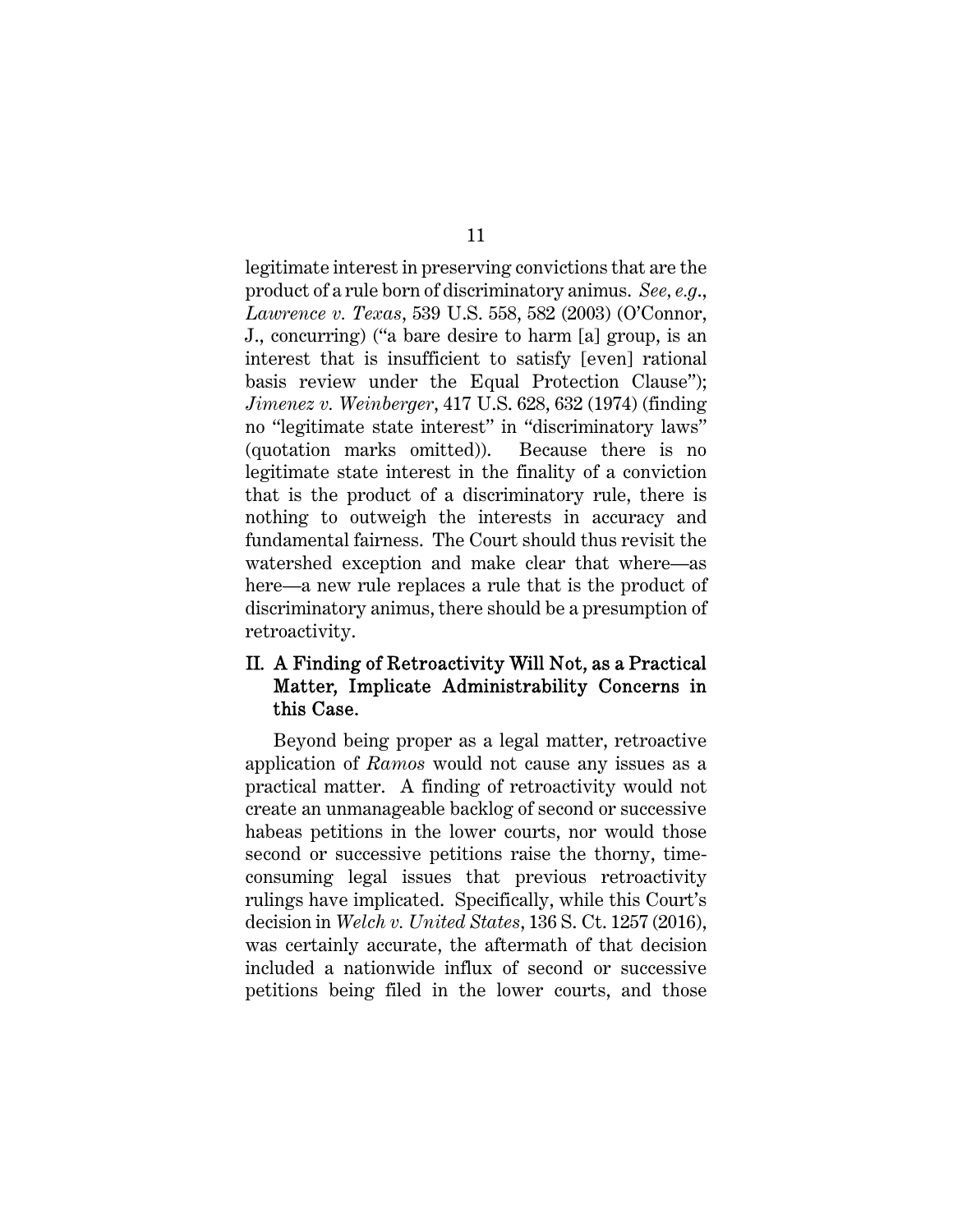legitimate interest in preserving convictions that are the product of a rule born of discriminatory animus. *See, e.g.*, *Lawrence v. Texas*, 539 U.S. 558, 582 (2003) (O'Connor, J., concurring) ("a bare desire to harm [a] group, is an interest that is insufficient to satisfy [even] rational basis review under the Equal Protection Clause"); *Jimenez v. Weinberger*, 417 U.S. 628, 632 (1974) (finding no "legitimate state interest" in "discriminatory laws" (quotation marks omitted)). Because there is no legitimate state interest in the finality of a conviction that is the product of a discriminatory rule, there is nothing to outweigh the interests in accuracy and fundamental fairness. The Court should thus revisit the watershed exception and make clear that where—as here—a new rule replaces a rule that is the product of discriminatory animus, there should be a presumption of retroactivity.

## II. A Finding of Retroactivity Will Not, as a Practical Matter, Implicate Administrability Concerns in this Case.

Beyond being proper as a legal matter, retroactive application of *Ramos* would not cause any issues as a practical matter. A finding of retroactivity would not create an unmanageable backlog of second or successive habeas petitions in the lower courts, nor would those second or successive petitions raise the thorny, time-consuming legal issues that previous retroactivity rulings have implicated. Specifically, while this Court's decision in *Welch v. United States*, 136 S. Ct. 1257 (2016), was certainly accurate, the aftermath of that decision included a nationwide influx of second or successive petitions being filed in the lower courts, and those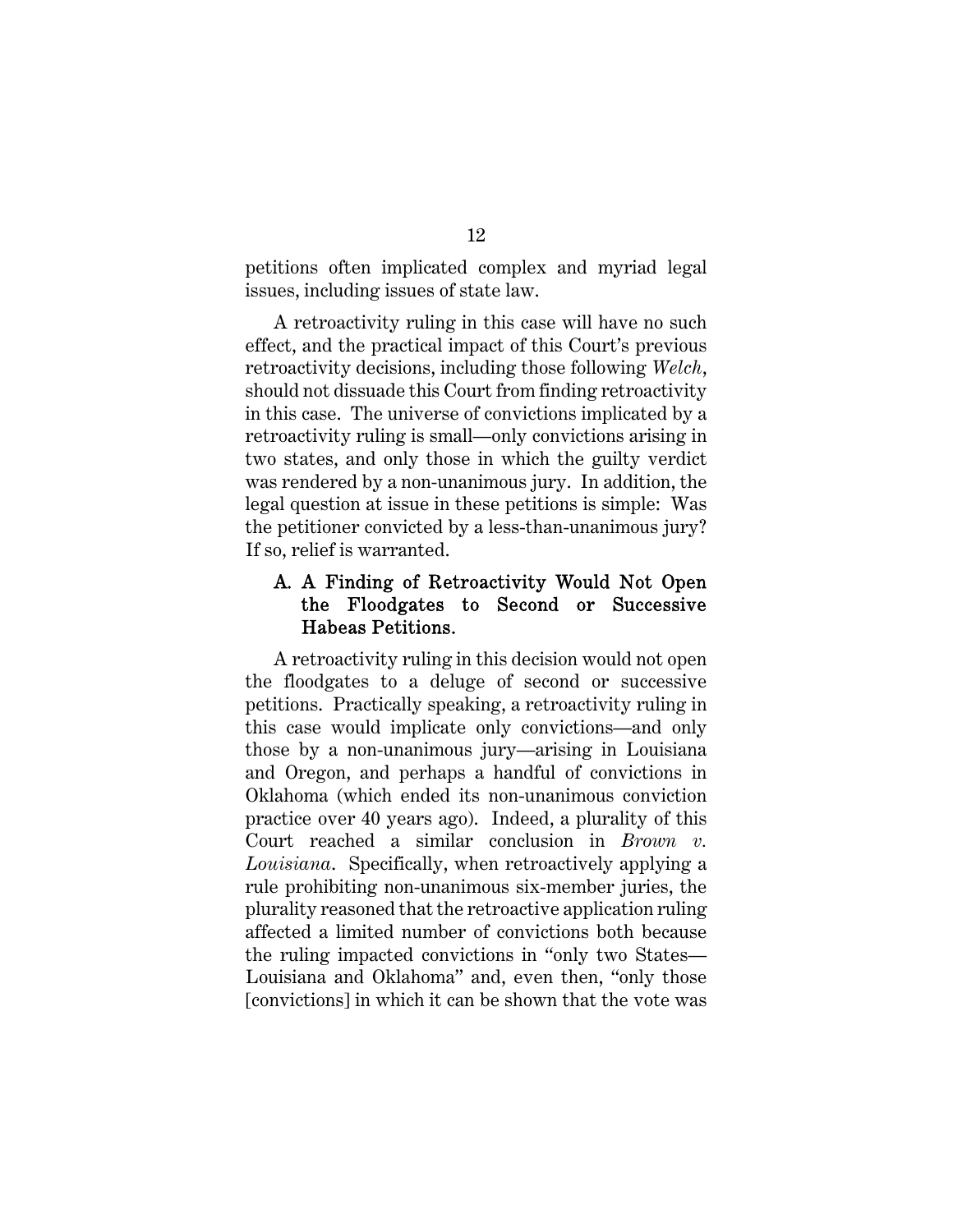petitions often implicated complex and myriad legal issues, including issues of state law.

A retroactivity ruling in this case will have no such effect, and the practical impact of this Court's previous retroactivity decisions, including those following *Welch*, should not dissuade this Court from finding retroactivity in this case. The universe of convictions implicated by a retroactivity ruling is small—only convictions arising in two states, and only those in which the guilty verdict was rendered by a non-unanimous jury. In addition, the legal question at issue in these petitions is simple: Was the petitioner convicted by a less-than-unanimous jury? If so, relief is warranted.

### A. A Finding of Retroactivity Would Not Open the Floodgates to Second or Successive Habeas Petitions.

A retroactivity ruling in this decision would not open the floodgates to a deluge of second or successive petitions. Practically speaking, a retroactivity ruling in this case would implicate only convictions—and only those by a non-unanimous jury—arising in Louisiana and Oregon, and perhaps a handful of convictions in Oklahoma (which ended its non-unanimous conviction practice over 40 years ago). Indeed, a plurality of this Court reached a similar conclusion in *Brown v. Louisiana*. Specifically, when retroactively applying a rule prohibiting non-unanimous six-member juries, the plurality reasoned that the retroactive application ruling affected a limited number of convictions both because the ruling impacted convictions in "only two States—Louisiana and Oklahoma" and, even then, "only those [convictions] in which it can be shown that the vote was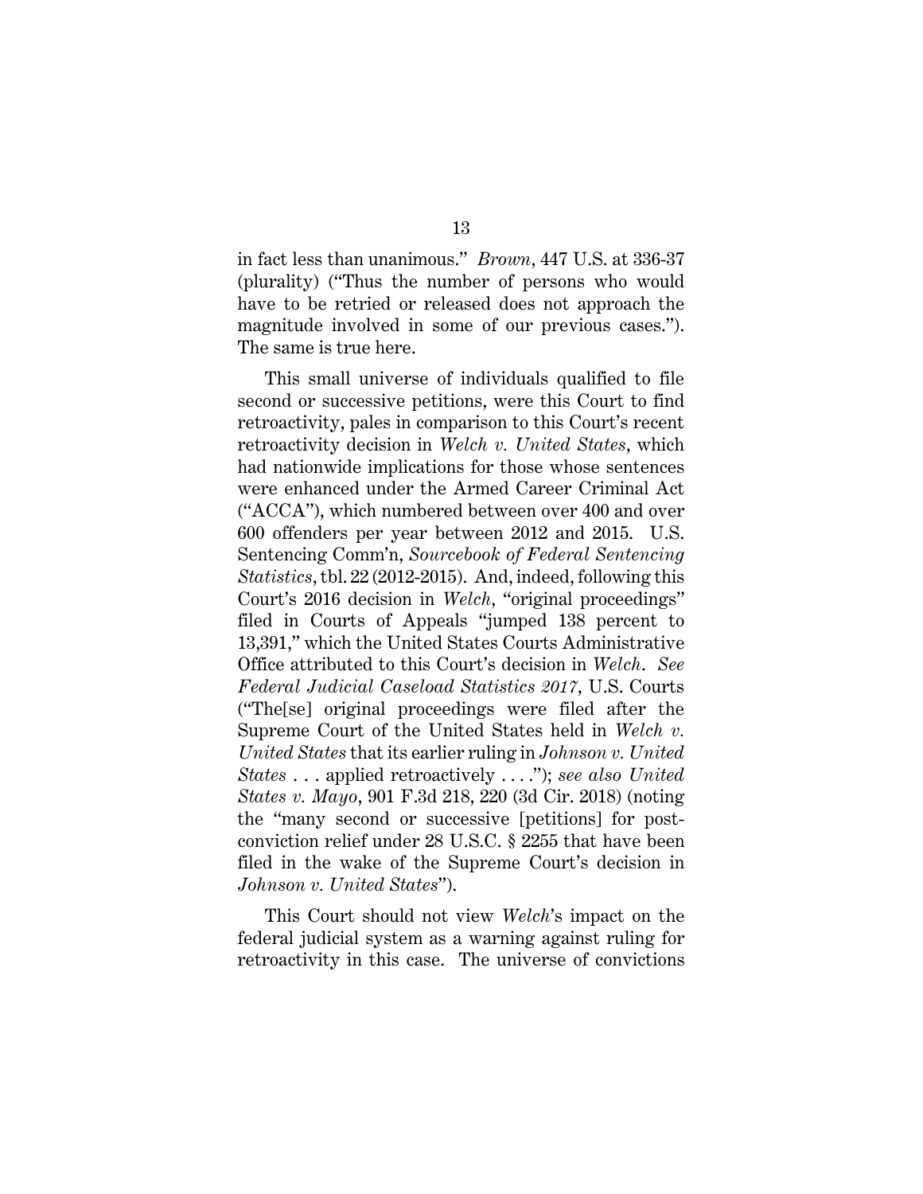in fact less than unanimous." *Brown*, 447 U.S. at 336-37 (plurality) ("Thus the number of persons who would have to be retried or released does not approach the magnitude involved in some of our previous cases."). The same is true here.

This small universe of individuals qualified to file second or successive petitions, were this Court to find retroactivity, pales in comparison to this Court's recent retroactivity decision in *Welch v. United States*, which had nationwide implications for those whose sentences were enhanced under the Armed Career Criminal Act ("ACCA"), which numbered between over 400 and over 600 offenders per year between 2012 and 2015. U.S. Sentencing Comm'n, *Sourcebook of Federal Sentencing Statistics*, tbl. 22 (2012-2015). And, indeed, following this Court's 2016 decision in *Welch*, "original proceedings" filed in Courts of Appeals "jumped 138 percent to 13,391," which the United States Courts Administrative Office attributed to this Court's decision in *Welch*. *See Federal Judicial Caseload Statistics 2017*, U.S. Courts ("The[se] original proceedings were filed after the Supreme Court of the United States held in *Welch v. United States* that its earlier ruling in *Johnson v. United States* . . . applied retroactively . . . ."); *see also United States v. Mayo*, 901 F.3d 218, 220 (3d Cir. 2018) (noting the "many second or successive [petitions] for post-conviction relief under 28 U.S.C. § 2255 that have been filed in the wake of the Supreme Court's decision in *Johnson v. United States*").

This Court should not view *Welch*'s impact on the federal judicial system as a warning against ruling for retroactivity in this case. The universe of convictions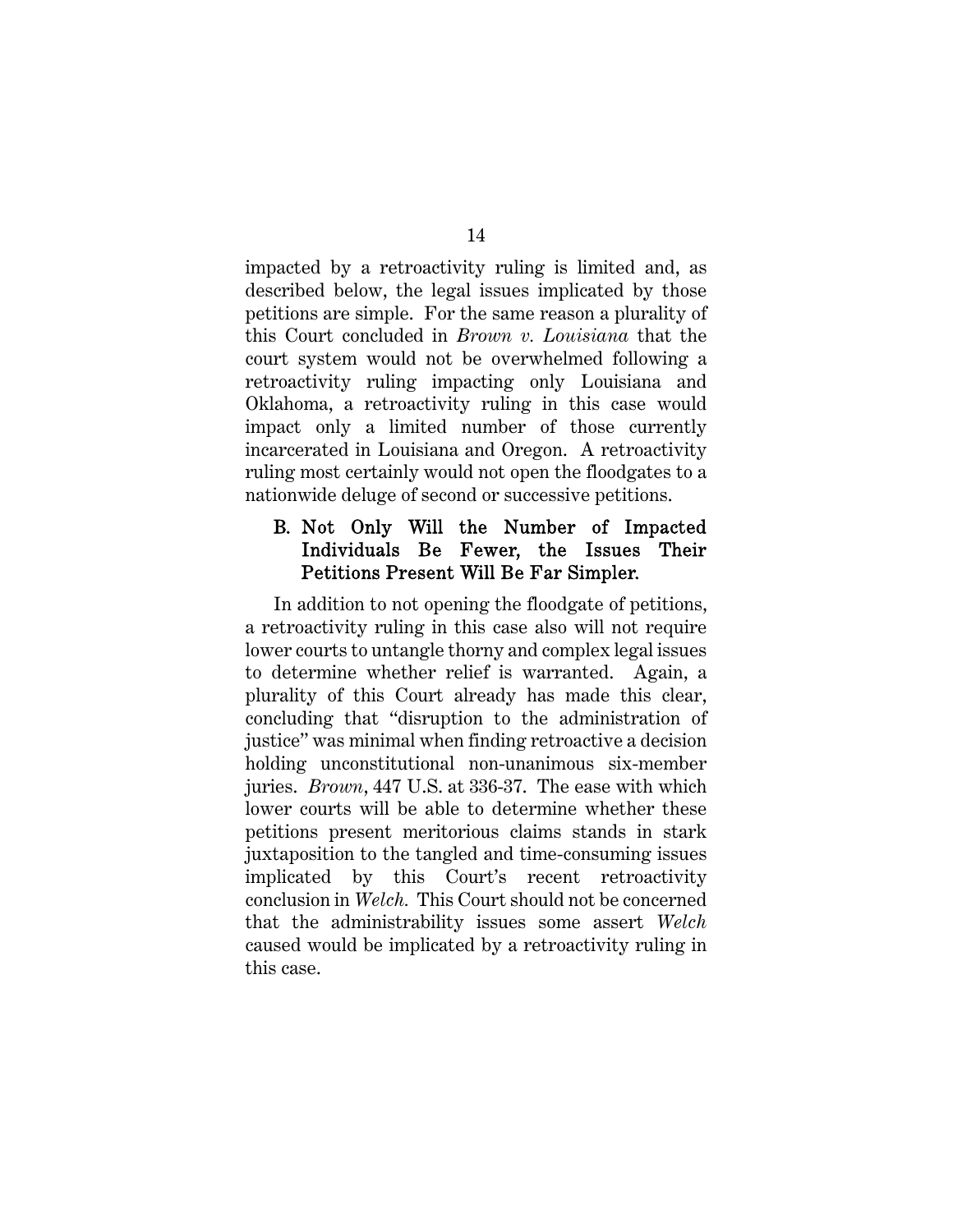impacted by a retroactivity ruling is limited and, as described below, the legal issues implicated by those petitions are simple. For the same reason a plurality of this Court concluded in *Brown v. Louisiana* that the court system would not be overwhelmed following a retroactivity ruling impacting only Louisiana and Oklahoma, a retroactivity ruling in this case would impact only a limited number of those currently incarcerated in Louisiana and Oregon. A retroactivity ruling most certainly would not open the floodgates to a nationwide deluge of second or successive petitions.

### B. Not Only Will the Number of Impacted Individuals Be Fewer, the Issues Their Petitions Present Will Be Far Simpler.

In addition to not opening the floodgate of petitions, a retroactivity ruling in this case also will not require lower courts to untangle thorny and complex legal issues to determine whether relief is warranted. Again, a plurality of this Court already has made this clear, concluding that "disruption to the administration of justice" was minimal when finding retroactive a decision holding unconstitutional non-unanimous six-member juries. *Brown*, 447 U.S. at 336-37. The ease with which lower courts will be able to determine whether these petitions present meritorious claims stands in stark juxtaposition to the tangled and time-consuming issues implicated by this Court's recent retroactivity conclusion in *Welch.* This Court should not be concerned that the administrability issues some assert *Welch* caused would be implicated by a retroactivity ruling in this case.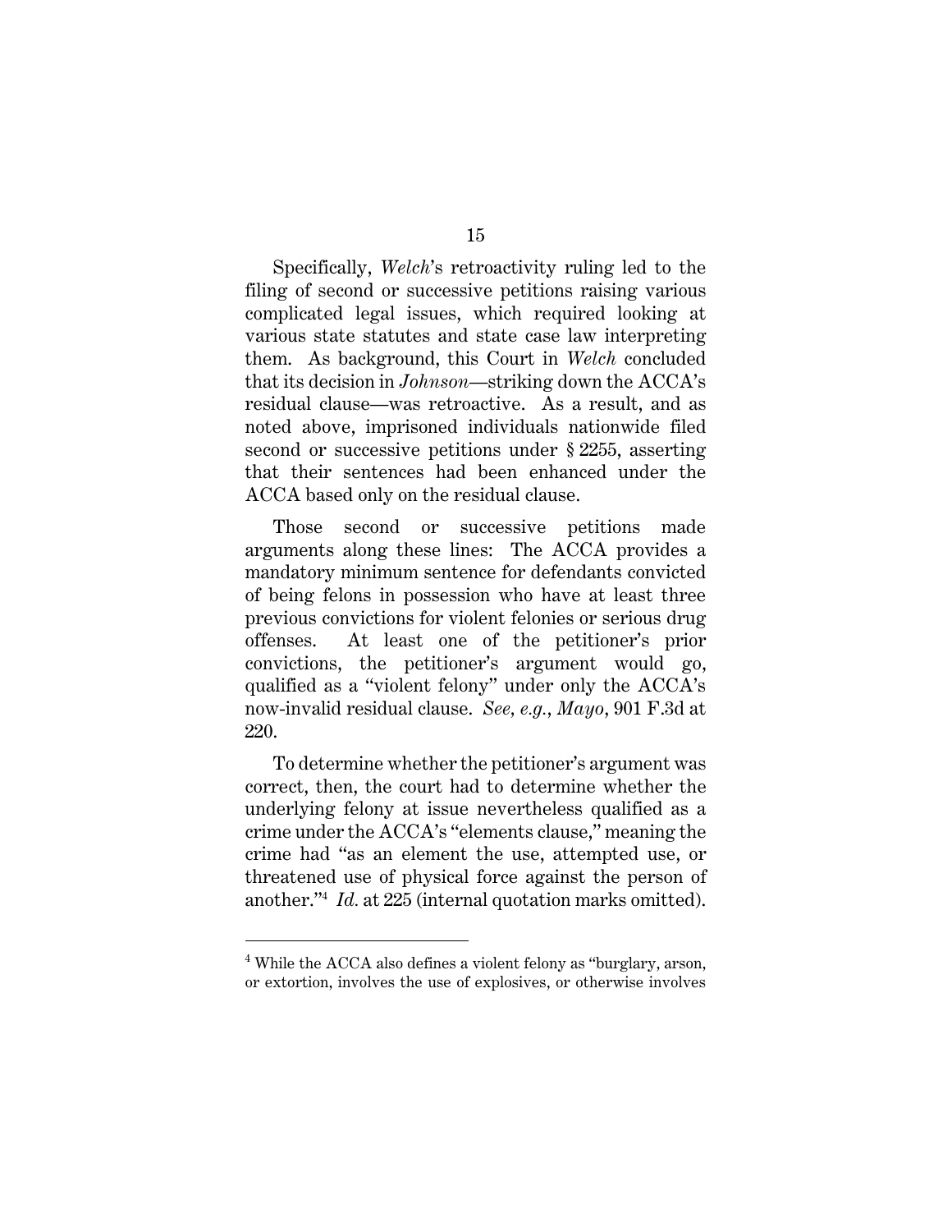Specifically, *Welch*'s retroactivity ruling led to the filing of second or successive petitions raising various complicated legal issues, which required looking at various state statutes and state case law interpreting them. As background, this Court in *Welch* concluded that its decision in *Johnson*—striking down the ACCA's residual clause—was retroactive. As a result, and as noted above, imprisoned individuals nationwide filed second or successive petitions under § 2255, asserting that their sentences had been enhanced under the ACCA based only on the residual clause.

Those second or successive petitions made arguments along these lines: The ACCA provides a mandatory minimum sentence for defendants convicted of being felons in possession who have at least three previous convictions for violent felonies or serious drug offenses. At least one of the petitioner's prior convictions, the petitioner's argument would go, qualified as a "violent felony" under only the ACCA's now-invalid residual clause. *See, e.g.*, *Mayo*, 901 F.3d at 220.

To determine whether the petitioner's argument was correct, then, the court had to determine whether the underlying felony at issue nevertheless qualified as a crime under the ACCA's "elements clause," meaning the crime had "as an element the use, attempted use, or threatened use of physical force against the person of another."[4] *Id.* at 225 (internal quotation marks omitted).

---

[4] While the ACCA also defines a violent felony as "burglary, arson, or extortion, involves the use of explosives, or otherwise involves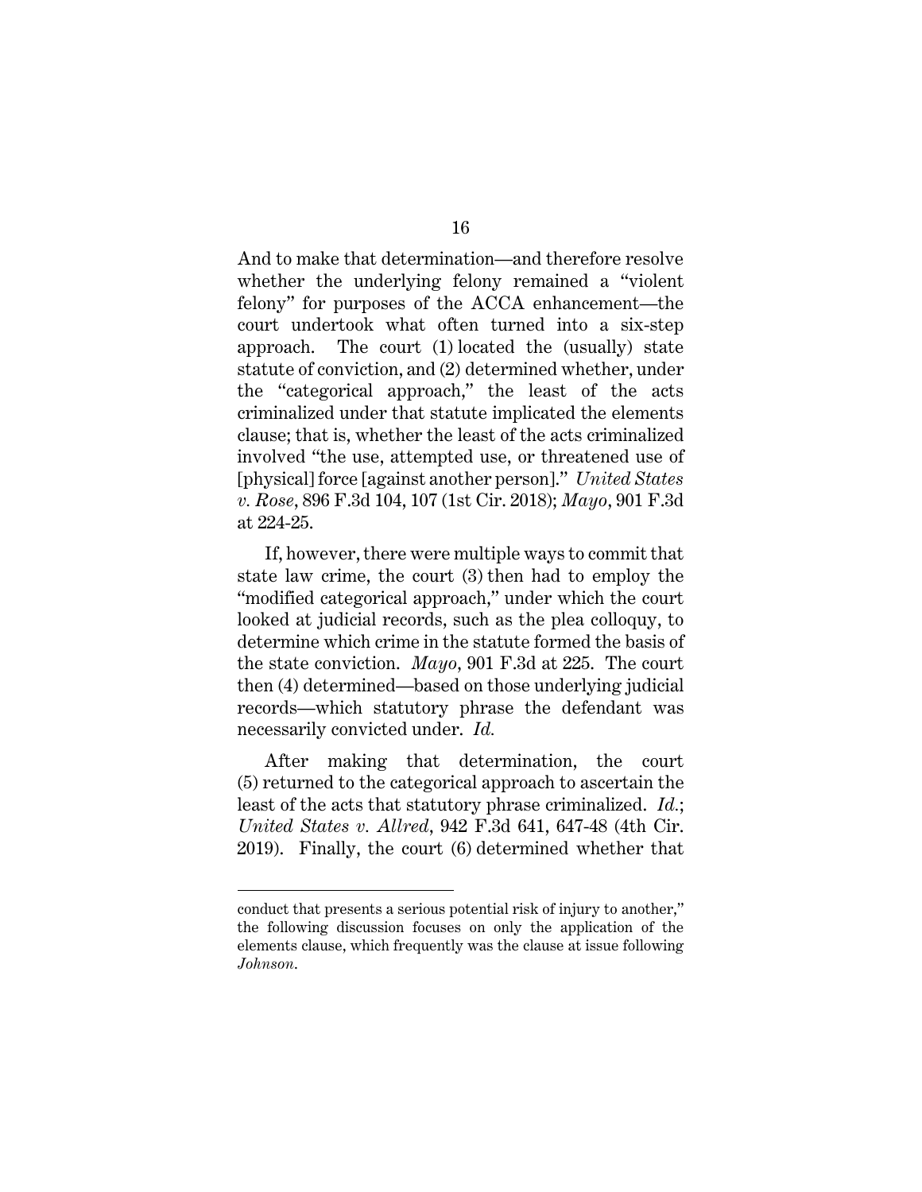And to make that determination—and therefore resolve whether the underlying felony remained a "violent felony" for purposes of the ACCA enhancement—the court undertook what often turned into a six-step approach. The court (1) located the (usually) state statute of conviction, and (2) determined whether, under the "categorical approach," the least of the acts criminalized under that statute implicated the elements clause; that is, whether the least of the acts criminalized involved "the use, attempted use, or threatened use of [physical] force [against another person]." *United States v. Rose*, 896 F.3d 104, 107 (1st Cir. 2018); *Mayo*, 901 F.3d at 224-25.

If, however, there were multiple ways to commit that state law crime, the court (3) then had to employ the "modified categorical approach," under which the court looked at judicial records, such as the plea colloquy, to determine which crime in the statute formed the basis of the state conviction. *Mayo*, 901 F.3d at 225. The court then (4) determined—based on those underlying judicial records—which statutory phrase the defendant was necessarily convicted under. *Id.*

After making that determination, the court (5) returned to the categorical approach to ascertain the least of the acts that statutory phrase criminalized. *Id.*; *United States v. Allred*, 942 F.3d 641, 647-48 (4th Cir. 2019). Finally, the court (6) determined whether that

---

conduct that presents a serious potential risk of injury to another," the following discussion focuses on only the application of the elements clause, which frequently was the clause at issue following *Johnson*.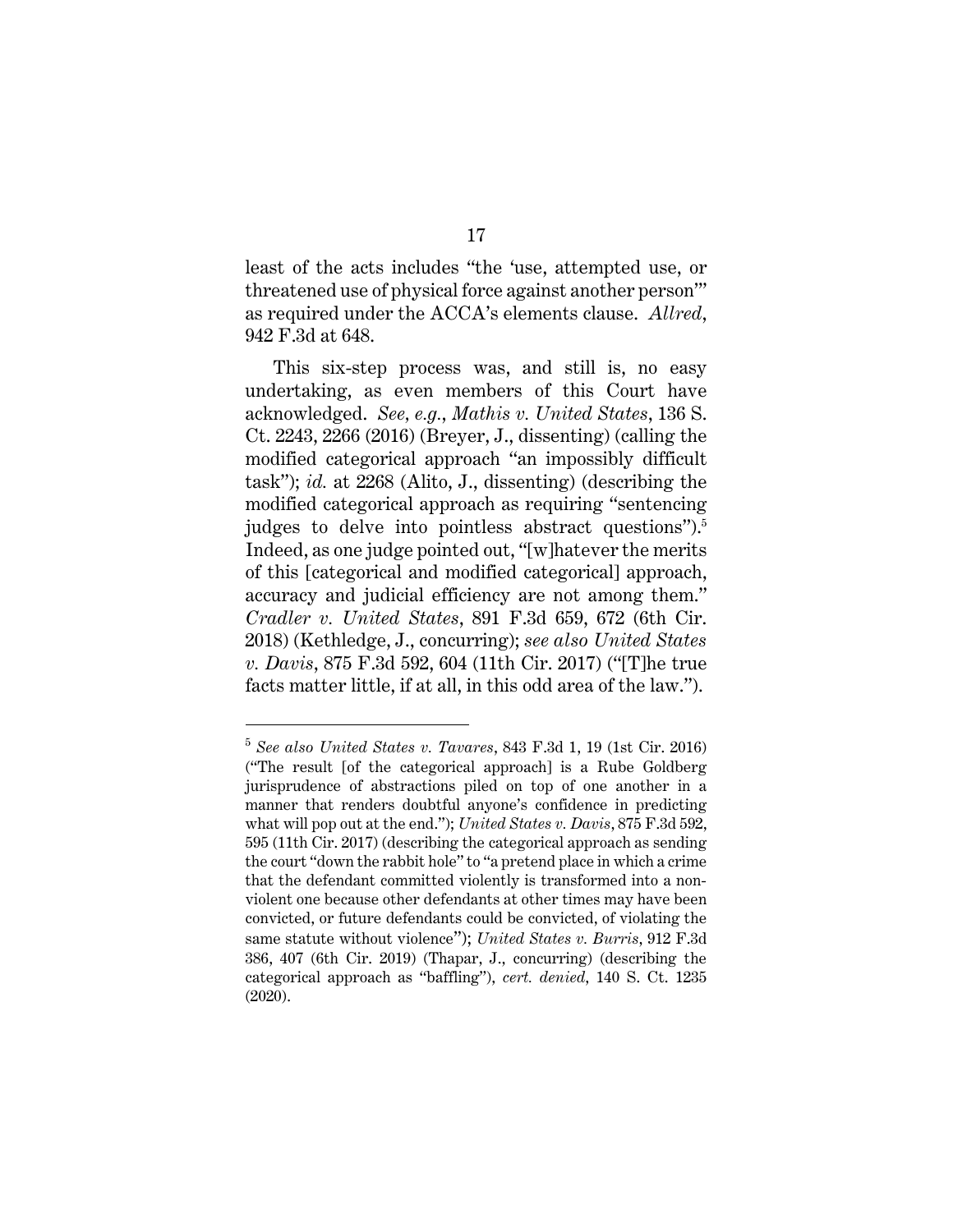least of the acts includes "the 'use, attempted use, or threatened use of physical force against another person'" as required under the ACCA's elements clause. *Allred*, 942 F.3d at 648.

This six-step process was, and still is, no easy undertaking, as even members of this Court have acknowledged. *See, e.g.*, *Mathis v. United States*, 136 S. Ct. 2243, 2266 (2016) (Breyer, J., dissenting) (calling the modified categorical approach "an impossibly difficult task"); *id.* at 2268 (Alito, J., dissenting) (describing the modified categorical approach as requiring "sentencing judges to delve into pointless abstract questions").[5] Indeed, as one judge pointed out, "[w]hatever the merits of this [categorical and modified categorical] approach, accuracy and judicial efficiency are not among them." *Cradler v. United States*, 891 F.3d 659, 672 (6th Cir. 2018) (Kethledge, J., concurring); *see also United States v. Davis*, 875 F.3d 592, 604 (11th Cir. 2017) ("[T]he true facts matter little, if at all, in this odd area of the law.").

---

[5] *See also United States v. Tavares*, 843 F.3d 1, 19 (1st Cir. 2016) ("The result [of the categorical approach] is a Rube Goldberg jurisprudence of abstractions piled on top of one another in a manner that renders doubtful anyone's confidence in predicting what will pop out at the end."); *United States v. Davis*, 875 F.3d 592, 595 (11th Cir. 2017) (describing the categorical approach as sending the court "down the rabbit hole" to "a pretend place in which a crime that the defendant committed violently is transformed into a non-violent one because other defendants at other times may have been convicted, or future defendants could be convicted, of violating the same statute without violence"); *United States v. Burris*, 912 F.3d 386, 407 (6th Cir. 2019) (Thapar, J., concurring) (describing the categorical approach as "baffling"), *cert. denied*, 140 S. Ct. 1235 (2020).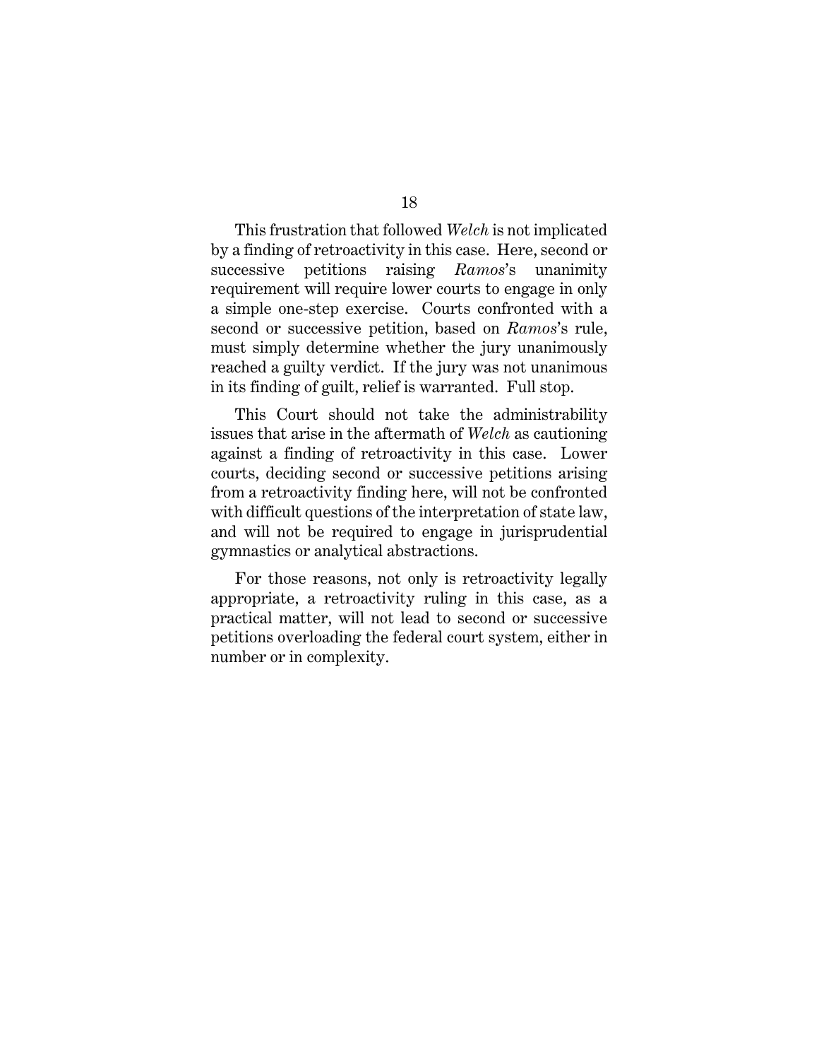This frustration that followed *Welch* is not implicated by a finding of retroactivity in this case. Here, second or successive petitions raising *Ramos*'s unanimity requirement will require lower courts to engage in only a simple one-step exercise. Courts confronted with a second or successive petition, based on *Ramos*'s rule, must simply determine whether the jury unanimously reached a guilty verdict. If the jury was not unanimous in its finding of guilt, relief is warranted. Full stop.

This Court should not take the administrability issues that arise in the aftermath of *Welch* as cautioning against a finding of retroactivity in this case. Lower courts, deciding second or successive petitions arising from a retroactivity finding here, will not be confronted with difficult questions of the interpretation of state law, and will not be required to engage in jurisprudential gymnastics or analytical abstractions.

For those reasons, not only is retroactivity legally appropriate, a retroactivity ruling in this case, as a practical matter, will not lead to second or successive petitions overloading the federal court system, either in number or in complexity.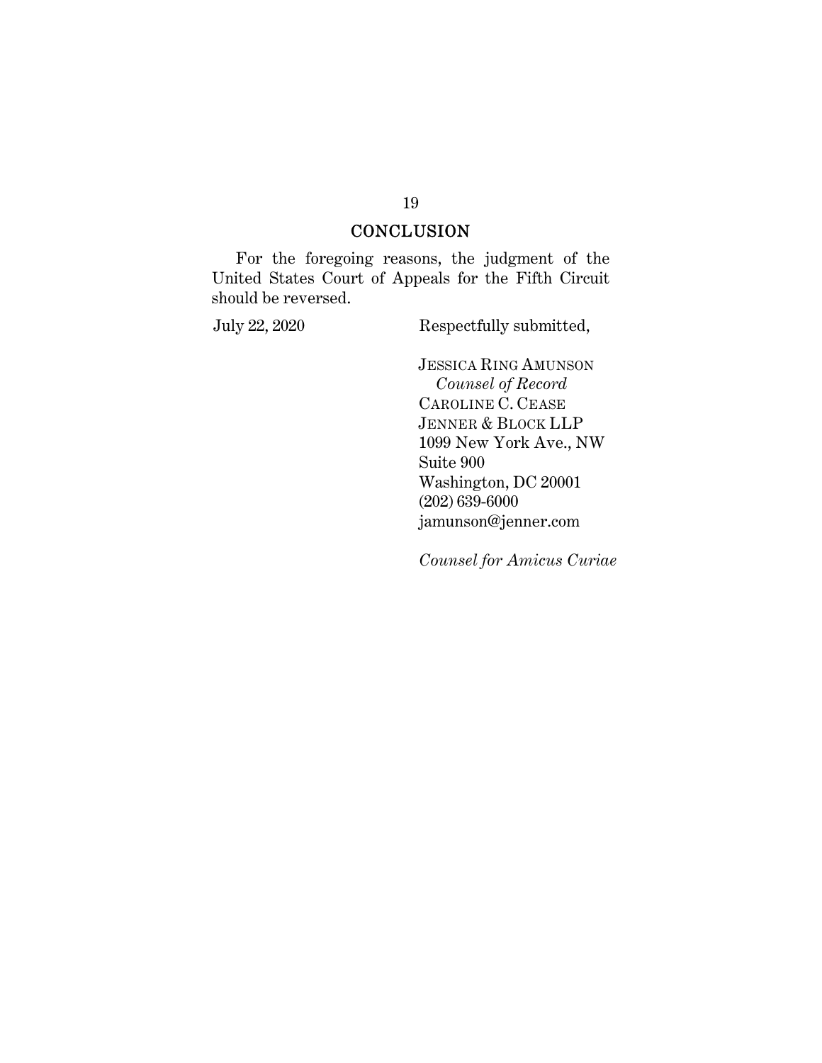## CONCLUSION

For the foregoing reasons, the judgment of the United States Court of Appeals for the Fifth Circuit should be reversed.

July 22, 2020

Respectfully submitted,

JESSICA RING AMUNSON
*Counsel of Record*
CAROLINE C. CEASE
JENNER & BLOCK LLP
1099 New York Ave., NW
Suite 900
Washington, DC 20001
(202) 639-6000
jamunson@jenner.com

*Counsel for Amicus Curiae*